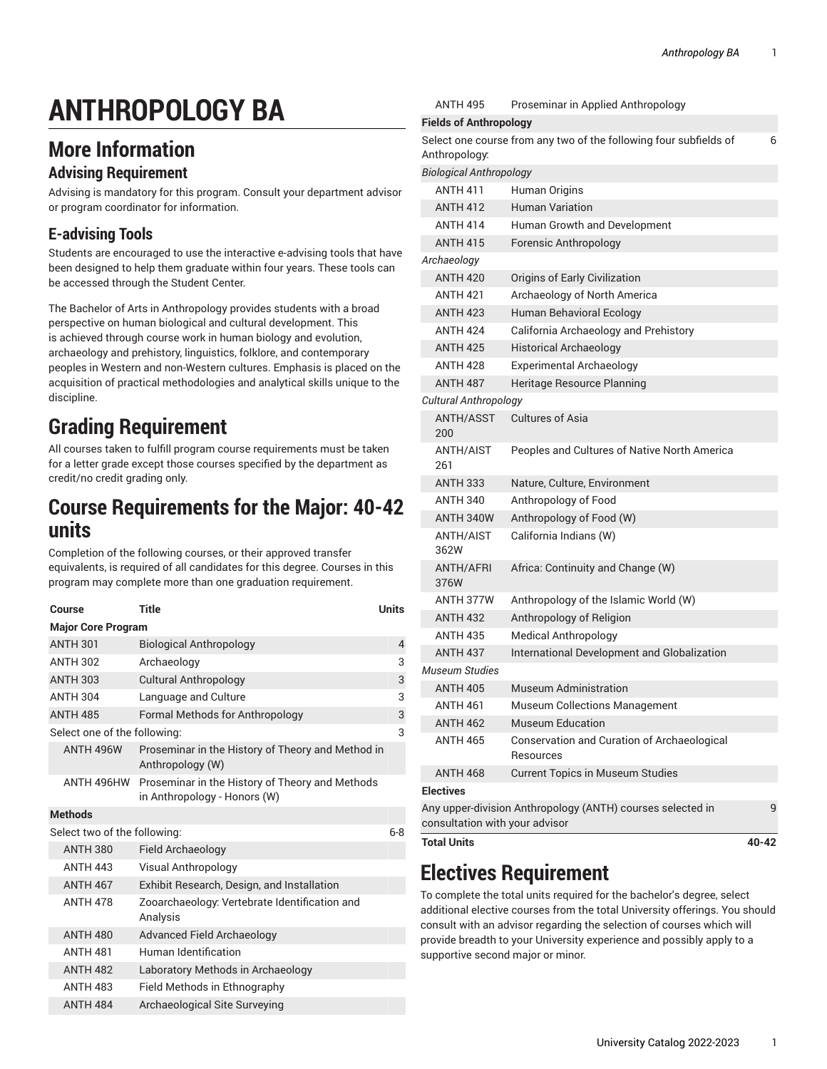# ANTHROPOLOGY BA

## More Information

### Advising Requirement

Advising is mandatory for this program. Consult your department advisor or program coordinator for information.

### E-advising Tools

Students are encouraged to use the interactive e-advising tools that have been designed to help them graduate within four years. These tools can be accessed through the Student Center.

The Bachelor of Arts in Anthropology provides students with a broad perspective on human biological and cultural development. This is achieved through course work in human biology and evolution, archaeology and prehistory, linguistics, folklore, and contemporary peoples in Western and non-Western cultures. Emphasis is placed on the acquisition of practical methodologies and analytical skills unique to the discipline.

# Grading Requirement

All courses taken to fulfill program course requirements must be taken for a letter grade except those courses specified by the department as credit/no credit grading only.

# Course Requirements for the Major: 40-42 units

Completion of the following courses, or their approved transfer equivalents, is required of all candidates for this degree. Courses in this program may complete more than one graduation requirement.

| Course | Title | Units |
|---|---|---|
| **Major Core Program** | | |
| ANTH 301 | Biological Anthropology | 4 |
| ANTH 302 | Archaeology | 3 |
| ANTH 303 | Cultural Anthropology | 3 |
| ANTH 304 | Language and Culture | 3 |
| ANTH 485 | Formal Methods for Anthropology | 3 |
| Select one of the following: | | 3 |
| ANTH 496W | Proseminar in the History of Theory and Method in Anthropology (W) | |
| ANTH 496HW | Proseminar in the History of Theory and Methods in Anthropology - Honors (W) | |
| **Methods** | | |
| Select two of the following: | | 6-8 |
| ANTH 380 | Field Archaeology | |
| ANTH 443 | Visual Anthropology | |
| ANTH 467 | Exhibit Research, Design, and Installation | |
| ANTH 478 | Zooarchaeology: Vertebrate Identification and Analysis | |
| ANTH 480 | Advanced Field Archaeology | |
| ANTH 481 | Human Identification | |
| ANTH 482 | Laboratory Methods in Archaeology | |
| ANTH 483 | Field Methods in Ethnography | |
| ANTH 484 | Archaeological Site Surveying | |
| ANTH 495 | Proseminar in Applied Anthropology | |
| **Fields of Anthropology** | | |
| Select one course from any two of the following four subfields of Anthropology: | | 6 |
| *Biological Anthropology* | | |
| ANTH 411 | Human Origins | |
| ANTH 412 | Human Variation | |
| ANTH 414 | Human Growth and Development | |
| ANTH 415 | Forensic Anthropology | |
| *Archaeology* | | |
| ANTH 420 | Origins of Early Civilization | |
| ANTH 421 | Archaeology of North America | |
| ANTH 423 | Human Behavioral Ecology | |
| ANTH 424 | California Archaeology and Prehistory | |
| ANTH 425 | Historical Archaeology | |
| ANTH 428 | Experimental Archaeology | |
| ANTH 487 | Heritage Resource Planning | |
| *Cultural Anthropology* | | |
| ANTH/ASST 200 | Cultures of Asia | |
| ANTH/AIST 261 | Peoples and Cultures of Native North America | |
| ANTH 333 | Nature, Culture, Environment | |
| ANTH 340 | Anthropology of Food | |
| ANTH 340W | Anthropology of Food (W) | |
| ANTH/AIST 362W | California Indians (W) | |
| ANTH/AFRI 376W | Africa: Continuity and Change (W) | |
| ANTH 377W | Anthropology of the Islamic World (W) | |
| ANTH 432 | Anthropology of Religion | |
| ANTH 435 | Medical Anthropology | |
| ANTH 437 | International Development and Globalization | |
| *Museum Studies* | | |
| ANTH 405 | Museum Administration | |
| ANTH 461 | Museum Collections Management | |
| ANTH 462 | Museum Education | |
| ANTH 465 | Conservation and Curation of Archaeological Resources | |
| ANTH 468 | Current Topics in Museum Studies | |
| **Electives** | | |
| Any upper-division Anthropology (ANTH) courses selected in consultation with your advisor | | 9 |
| **Total Units** | | **40-42** |

# Electives Requirement

To complete the total units required for the bachelor's degree, select additional elective courses from the total University offerings. You should consult with an advisor regarding the selection of courses which will provide breadth to your University experience and possibly apply to a supportive second major or minor.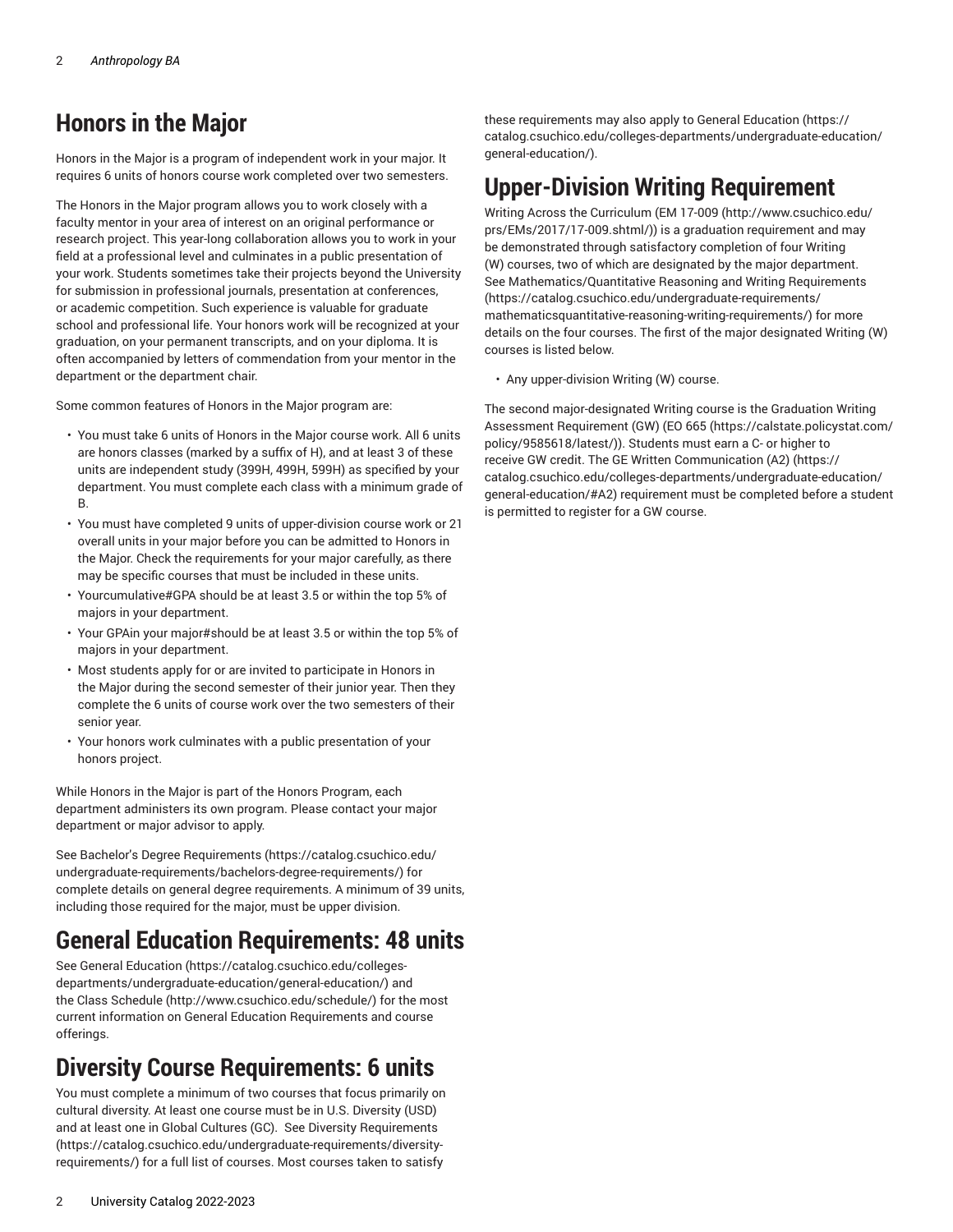## Honors in the Major

Honors in the Major is a program of independent work in your major. It requires 6 units of honors course work completed over two semesters.

The Honors in the Major program allows you to work closely with a faculty mentor in your area of interest on an original performance or research project. This year-long collaboration allows you to work in your field at a professional level and culminates in a public presentation of your work. Students sometimes take their projects beyond the University for submission in professional journals, presentation at conferences, or academic competition. Such experience is valuable for graduate school and professional life. Your honors work will be recognized at your graduation, on your permanent transcripts, and on your diploma. It is often accompanied by letters of commendation from your mentor in the department or the department chair.

Some common features of Honors in the Major program are:

- You must take 6 units of Honors in the Major course work. All 6 units are honors classes (marked by a suffix of H), and at least 3 of these units are independent study (399H, 499H, 599H) as specified by your department. You must complete each class with a minimum grade of B.
- You must have completed 9 units of upper-division course work or 21 overall units in your major before you can be admitted to Honors in the Major. Check the requirements for your major carefully, as there may be specific courses that must be included in these units.
- Yourcumulative#GPA should be at least 3.5 or within the top 5% of majors in your department.
- Your GPAin your major#should be at least 3.5 or within the top 5% of majors in your department.
- Most students apply for or are invited to participate in Honors in the Major during the second semester of their junior year. Then they complete the 6 units of course work over the two semesters of their senior year.
- Your honors work culminates with a public presentation of your honors project.

While Honors in the Major is part of the Honors Program, each department administers its own program. Please contact your major department or major advisor to apply.

See Bachelor's Degree Requirements (https://catalog.csuchico.edu/undergraduate-requirements/bachelors-degree-requirements/) for complete details on general degree requirements. A minimum of 39 units, including those required for the major, must be upper division.

## General Education Requirements: 48 units

See General Education (https://catalog.csuchico.edu/colleges-departments/undergraduate-education/general-education/) and the Class Schedule (http://www.csuchico.edu/schedule/) for the most current information on General Education Requirements and course offerings.

## Diversity Course Requirements: 6 units

You must complete a minimum of two courses that focus primarily on cultural diversity. At least one course must be in U.S. Diversity (USD) and at least one in Global Cultures (GC). See Diversity Requirements (https://catalog.csuchico.edu/undergraduate-requirements/diversity-requirements/) for a full list of courses. Most courses taken to satisfy these requirements may also apply to General Education (https://catalog.csuchico.edu/colleges-departments/undergraduate-education/general-education/).

## Upper-Division Writing Requirement

Writing Across the Curriculum (EM 17-009 (http://www.csuchico.edu/prs/EMs/2017/17-009.shtml/)) is a graduation requirement and may be demonstrated through satisfactory completion of four Writing (W) courses, two of which are designated by the major department. See Mathematics/Quantitative Reasoning and Writing Requirements (https://catalog.csuchico.edu/undergraduate-requirements/mathematicsquantitative-reasoning-writing-requirements/) for more details on the four courses. The first of the major designated Writing (W) courses is listed below.

- Any upper-division Writing (W) course.

The second major-designated Writing course is the Graduation Writing Assessment Requirement (GW) (EO 665 (https://calstate.policystat.com/policy/9585618/latest/)). Students must earn a C- or higher to receive GW credit. The GE Written Communication (A2) (https://catalog.csuchico.edu/colleges-departments/undergraduate-education/general-education/#A2) requirement must be completed before a student is permitted to register for a GW course.